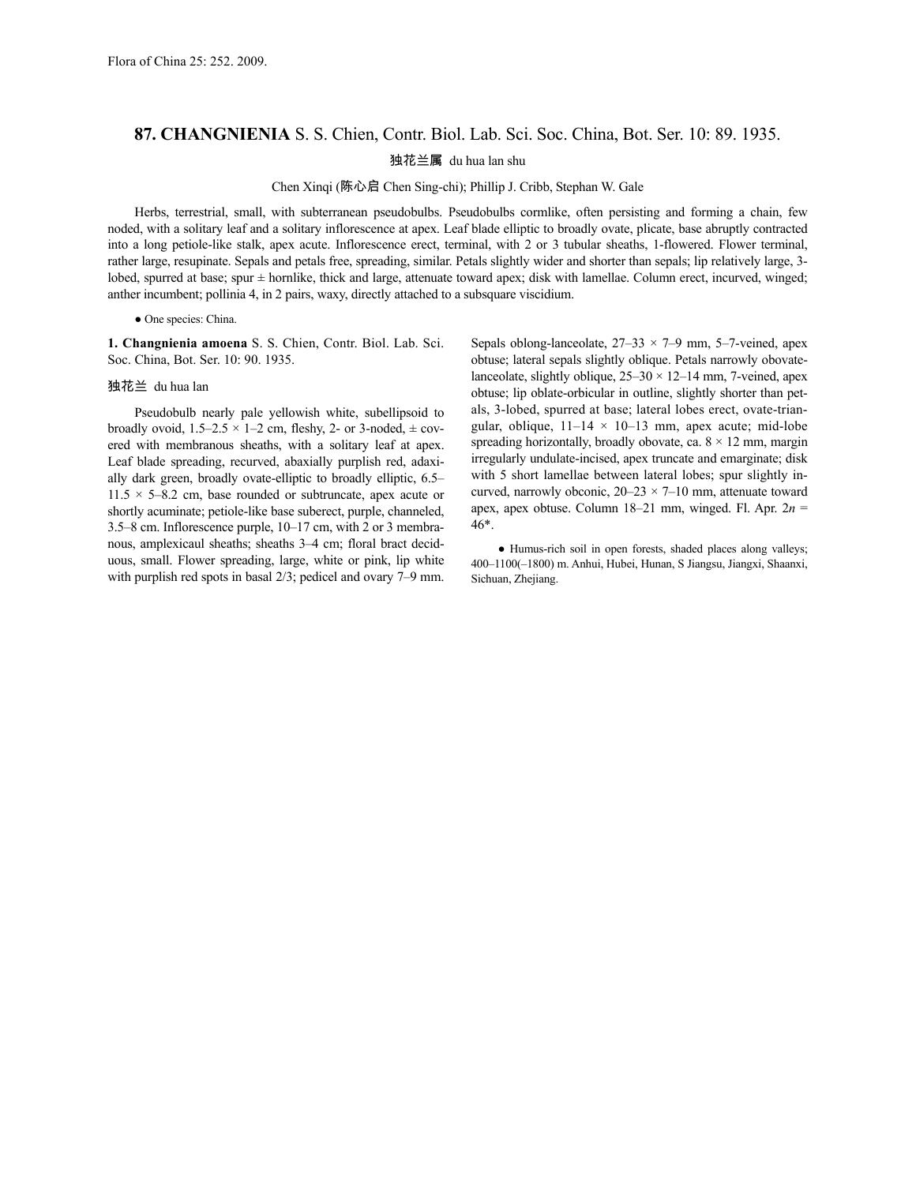# 87. CHANGNIENIA S. S. Chien, Contr. Biol. Lab. Sci. Soc. China, Bot. Ser. 10: 89. 1935.

独花兰属 du hua lan shu

Chen Xinqi (陈心启 Chen Sing-chi); Phillip J. Cribb, Stephan W. Gale

Herbs, terrestrial, small, with subterranean pseudobulbs. Pseudobulbs cormlike, often persisting and forming a chain, few noded, with a solitary leaf and a solitary inflorescence at apex. Leaf blade elliptic to broadly ovate, plicate, base abruptly contracted into a long petiole-like stalk, apex acute. Inflorescence erect, terminal, with 2 or 3 tubular sheaths, 1-flowered. Flower terminal, rather large, resupinate. Sepals and petals free, spreading, similar. Petals slightly wider and shorter than sepals; lip relatively large, 3-lobed, spurred at base; spur ± hornlike, thick and large, attenuate toward apex; disk with lamellae. Column erect, incurved, winged; anther incumbent; pollinia 4, in 2 pairs, waxy, directly attached to a subsquare viscidium.

● One species: China.

**1. Changnienia amoena** S. S. Chien, Contr. Biol. Lab. Sci. Soc. China, Bot. Ser. 10: 90. 1935.

独花兰 du hua lan

Pseudobulb nearly pale yellowish white, subellipsoid to broadly ovoid, 1.5–2.5 × 1–2 cm, fleshy, 2- or 3-noded, ± covered with membranous sheaths, with a solitary leaf at apex. Leaf blade spreading, recurved, abaxially purplish red, adaxially dark green, broadly ovate-elliptic to broadly elliptic, 6.5–11.5 × 5–8.2 cm, base rounded or subtruncate, apex acute or shortly acuminate; petiole-like base suberect, purple, channeled, 3.5–8 cm. Inflorescence purple, 10–17 cm, with 2 or 3 membranous, amplexicaul sheaths; sheaths 3–4 cm; floral bract deciduous, small. Flower spreading, large, white or pink, lip white with purplish red spots in basal 2/3; pedicel and ovary 7–9 mm. Sepals oblong-lanceolate, 27–33 × 7–9 mm, 5–7-veined, apex obtuse; lateral sepals slightly oblique. Petals narrowly obovate-lanceolate, slightly oblique, 25–30 × 12–14 mm, 7-veined, apex obtuse; lip oblate-orbicular in outline, slightly shorter than petals, 3-lobed, spurred at base; lateral lobes erect, ovate-triangular, oblique, 11–14 × 10–13 mm, apex acute; mid-lobe spreading horizontally, broadly obovate, ca. 8 × 12 mm, margin irregularly undulate-incised, apex truncate and emarginate; disk with 5 short lamellae between lateral lobes; spur slightly incurved, narrowly obconic, 20–23 × 7–10 mm, attenuate toward apex, apex obtuse. Column 18–21 mm, winged. Fl. Apr. $2n = 46$*.

● Humus-rich soil in open forests, shaded places along valleys; 400–1100(–1800) m. Anhui, Hubei, Hunan, S Jiangsu, Jiangxi, Shaanxi, Sichuan, Zhejiang.